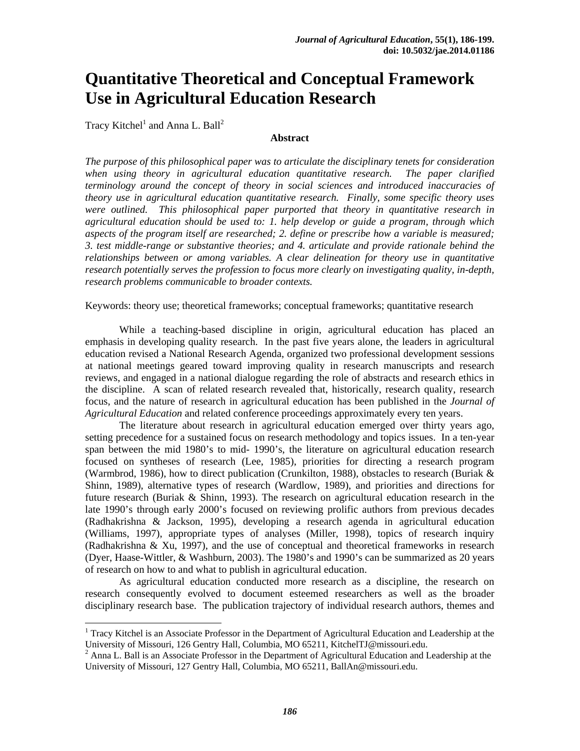# Quantitative Theoretical and Conceptual Framework Use in Agricultural Education Research

Tracy Kitchel[1] and Anna L. Ball[2]

### Abstract

*The purpose of this philosophical paper was to articulate the disciplinary tenets for consideration when using theory in agricultural education quantitative research. The paper clarified terminology around the concept of theory in social sciences and introduced inaccuracies of theory use in agricultural education quantitative research. Finally, some specific theory uses were outlined. This philosophical paper purported that theory in quantitative research in agricultural education should be used to: 1. help develop or guide a program, through which aspects of the program itself are researched; 2. define or prescribe how a variable is measured; 3. test middle-range or substantive theories; and 4. articulate and provide rationale behind the relationships between or among variables. A clear delineation for theory use in quantitative research potentially serves the profession to focus more clearly on investigating quality, in-depth, research problems communicable to broader contexts.*

Keywords: theory use; theoretical frameworks; conceptual frameworks; quantitative research

While a teaching-based discipline in origin, agricultural education has placed an emphasis in developing quality research. In the past five years alone, the leaders in agricultural education revised a National Research Agenda, organized two professional development sessions at national meetings geared toward improving quality in research manuscripts and research reviews, and engaged in a national dialogue regarding the role of abstracts and research ethics in the discipline. A scan of related research revealed that, historically, research quality, research focus, and the nature of research in agricultural education has been published in the *Journal of Agricultural Education* and related conference proceedings approximately every ten years.

The literature about research in agricultural education emerged over thirty years ago, setting precedence for a sustained focus on research methodology and topics issues. In a ten-year span between the mid 1980's to mid- 1990's, the literature on agricultural education research focused on syntheses of research (Lee, 1985), priorities for directing a research program (Warmbrod, 1986), how to direct publication (Crunkilton, 1988), obstacles to research (Buriak & Shinn, 1989), alternative types of research (Wardlow, 1989), and priorities and directions for future research (Buriak & Shinn, 1993). The research on agricultural education research in the late 1990's through early 2000's focused on reviewing prolific authors from previous decades (Radhakrishna & Jackson, 1995), developing a research agenda in agricultural education (Williams, 1997), appropriate types of analyses (Miller, 1998), topics of research inquiry (Radhakrishna & Xu, 1997), and the use of conceptual and theoretical frameworks in research (Dyer, Haase-Wittler, & Washburn, 2003). The 1980's and 1990's can be summarized as 20 years of research on how to and what to publish in agricultural education.

As agricultural education conducted more research as a discipline, the research on research consequently evolved to document esteemed researchers as well as the broader disciplinary research base. The publication trajectory of individual research authors, themes and

---

[1] Tracy Kitchel is an Associate Professor in the Department of Agricultural Education and Leadership at the University of Missouri, 126 Gentry Hall, Columbia, MO 65211, KitchelTJ@missouri.edu.

[2] Anna L. Ball is an Associate Professor in the Department of Agricultural Education and Leadership at the University of Missouri, 127 Gentry Hall, Columbia, MO 65211, BallAn@missouri.edu.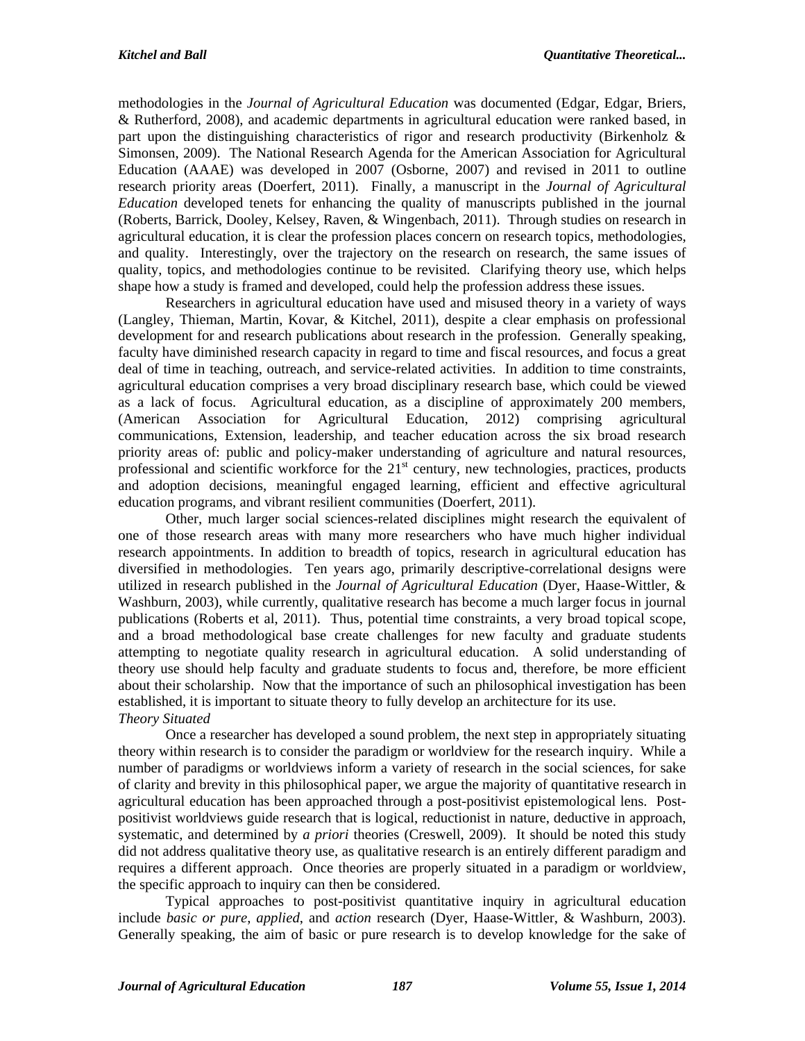methodologies in the *Journal of Agricultural Education* was documented (Edgar, Edgar, Briers, & Rutherford, 2008), and academic departments in agricultural education were ranked based, in part upon the distinguishing characteristics of rigor and research productivity (Birkenholz & Simonsen, 2009). The National Research Agenda for the American Association for Agricultural Education (AAAE) was developed in 2007 (Osborne, 2007) and revised in 2011 to outline research priority areas (Doerfert, 2011). Finally, a manuscript in the *Journal of Agricultural Education* developed tenets for enhancing the quality of manuscripts published in the journal (Roberts, Barrick, Dooley, Kelsey, Raven, & Wingenbach, 2011). Through studies on research in agricultural education, it is clear the profession places concern on research topics, methodologies, and quality. Interestingly, over the trajectory on the research on research, the same issues of quality, topics, and methodologies continue to be revisited. Clarifying theory use, which helps shape how a study is framed and developed, could help the profession address these issues.

Researchers in agricultural education have used and misused theory in a variety of ways (Langley, Thieman, Martin, Kovar, & Kitchel, 2011), despite a clear emphasis on professional development for and research publications about research in the profession. Generally speaking, faculty have diminished research capacity in regard to time and fiscal resources, and focus a great deal of time in teaching, outreach, and service-related activities. In addition to time constraints, agricultural education comprises a very broad disciplinary research base, which could be viewed as a lack of focus. Agricultural education, as a discipline of approximately 200 members, (American Association for Agricultural Education, 2012) comprising agricultural communications, Extension, leadership, and teacher education across the six broad research priority areas of: public and policy-maker understanding of agriculture and natural resources, professional and scientific workforce for the 21st century, new technologies, practices, products and adoption decisions, meaningful engaged learning, efficient and effective agricultural education programs, and vibrant resilient communities (Doerfert, 2011).

Other, much larger social sciences-related disciplines might research the equivalent of one of those research areas with many more researchers who have much higher individual research appointments. In addition to breadth of topics, research in agricultural education has diversified in methodologies. Ten years ago, primarily descriptive-correlational designs were utilized in research published in the *Journal of Agricultural Education* (Dyer, Haase-Wittler, & Washburn, 2003), while currently, qualitative research has become a much larger focus in journal publications (Roberts et al, 2011). Thus, potential time constraints, a very broad topical scope, and a broad methodological base create challenges for new faculty and graduate students attempting to negotiate quality research in agricultural education. A solid understanding of theory use should help faculty and graduate students to focus and, therefore, be more efficient about their scholarship. Now that the importance of such an philosophical investigation has been established, it is important to situate theory to fully develop an architecture for its use.

*Theory Situated*

Once a researcher has developed a sound problem, the next step in appropriately situating theory within research is to consider the paradigm or worldview for the research inquiry. While a number of paradigms or worldviews inform a variety of research in the social sciences, for sake of clarity and brevity in this philosophical paper, we argue the majority of quantitative research in agricultural education has been approached through a post-positivist epistemological lens. Post-positivist worldviews guide research that is logical, reductionist in nature, deductive in approach, systematic, and determined by *a priori* theories (Creswell, 2009). It should be noted this study did not address qualitative theory use, as qualitative research is an entirely different paradigm and requires a different approach. Once theories are properly situated in a paradigm or worldview, the specific approach to inquiry can then be considered.

Typical approaches to post-positivist quantitative inquiry in agricultural education include *basic or pure*, *applied*, and *action* research (Dyer, Haase-Wittler, & Washburn, 2003). Generally speaking, the aim of basic or pure research is to develop knowledge for the sake of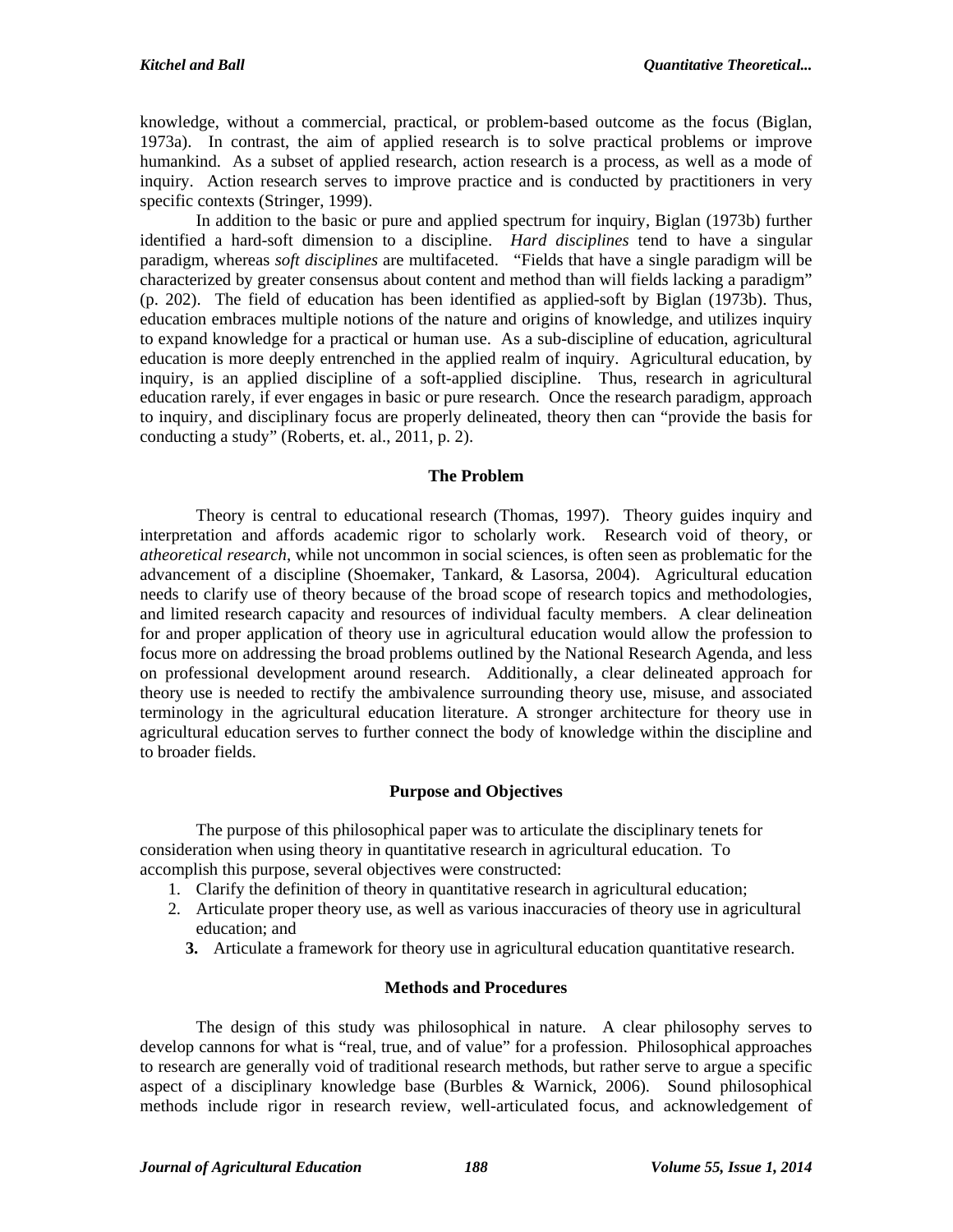knowledge, without a commercial, practical, or problem-based outcome as the focus (Biglan, 1973a). In contrast, the aim of applied research is to solve practical problems or improve humankind. As a subset of applied research, action research is a process, as well as a mode of inquiry. Action research serves to improve practice and is conducted by practitioners in very specific contexts (Stringer, 1999).

In addition to the basic or pure and applied spectrum for inquiry, Biglan (1973b) further identified a hard-soft dimension to a discipline. *Hard disciplines* tend to have a singular paradigm, whereas *soft disciplines* are multifaceted. "Fields that have a single paradigm will be characterized by greater consensus about content and method than will fields lacking a paradigm" (p. 202). The field of education has been identified as applied-soft by Biglan (1973b). Thus, education embraces multiple notions of the nature and origins of knowledge, and utilizes inquiry to expand knowledge for a practical or human use. As a sub-discipline of education, agricultural education is more deeply entrenched in the applied realm of inquiry. Agricultural education, by inquiry, is an applied discipline of a soft-applied discipline. Thus, research in agricultural education rarely, if ever engages in basic or pure research. Once the research paradigm, approach to inquiry, and disciplinary focus are properly delineated, theory then can "provide the basis for conducting a study" (Roberts, et. al., 2011, p. 2).

## The Problem

Theory is central to educational research (Thomas, 1997). Theory guides inquiry and interpretation and affords academic rigor to scholarly work. Research void of theory, or *atheoretical research*, while not uncommon in social sciences, is often seen as problematic for the advancement of a discipline (Shoemaker, Tankard, & Lasorsa, 2004). Agricultural education needs to clarify use of theory because of the broad scope of research topics and methodologies, and limited research capacity and resources of individual faculty members. A clear delineation for and proper application of theory use in agricultural education would allow the profession to focus more on addressing the broad problems outlined by the National Research Agenda, and less on professional development around research. Additionally, a clear delineated approach for theory use is needed to rectify the ambivalence surrounding theory use, misuse, and associated terminology in the agricultural education literature. A stronger architecture for theory use in agricultural education serves to further connect the body of knowledge within the discipline and to broader fields.

## Purpose and Objectives

The purpose of this philosophical paper was to articulate the disciplinary tenets for consideration when using theory in quantitative research in agricultural education. To accomplish this purpose, several objectives were constructed:

1. Clarify the definition of theory in quantitative research in agricultural education;
2. Articulate proper theory use, as well as various inaccuracies of theory use in agricultural education; and
3. Articulate a framework for theory use in agricultural education quantitative research.

## Methods and Procedures

The design of this study was philosophical in nature. A clear philosophy serves to develop cannons for what is "real, true, and of value" for a profession. Philosophical approaches to research are generally void of traditional research methods, but rather serve to argue a specific aspect of a disciplinary knowledge base (Burbles & Warnick, 2006). Sound philosophical methods include rigor in research review, well-articulated focus, and acknowledgement of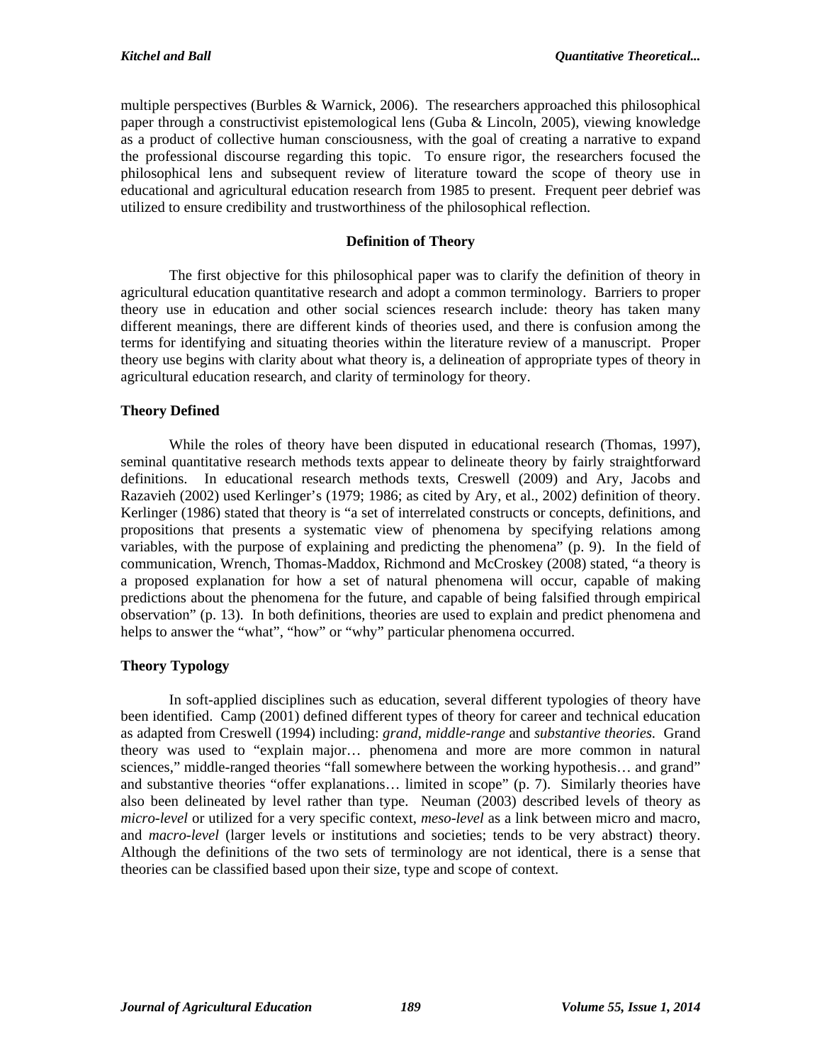multiple perspectives (Burbles & Warnick, 2006). The researchers approached this philosophical paper through a constructivist epistemological lens (Guba & Lincoln, 2005), viewing knowledge as a product of collective human consciousness, with the goal of creating a narrative to expand the professional discourse regarding this topic. To ensure rigor, the researchers focused the philosophical lens and subsequent review of literature toward the scope of theory use in educational and agricultural education research from 1985 to present. Frequent peer debrief was utilized to ensure credibility and trustworthiness of the philosophical reflection.

## Definition of Theory

The first objective for this philosophical paper was to clarify the definition of theory in agricultural education quantitative research and adopt a common terminology. Barriers to proper theory use in education and other social sciences research include: theory has taken many different meanings, there are different kinds of theories used, and there is confusion among the terms for identifying and situating theories within the literature review of a manuscript. Proper theory use begins with clarity about what theory is, a delineation of appropriate types of theory in agricultural education research, and clarity of terminology for theory.

### Theory Defined

While the roles of theory have been disputed in educational research (Thomas, 1997), seminal quantitative research methods texts appear to delineate theory by fairly straightforward definitions. In educational research methods texts, Creswell (2009) and Ary, Jacobs and Razavieh (2002) used Kerlinger's (1979; 1986; as cited by Ary, et al., 2002) definition of theory. Kerlinger (1986) stated that theory is "a set of interrelated constructs or concepts, definitions, and propositions that presents a systematic view of phenomena by specifying relations among variables, with the purpose of explaining and predicting the phenomena" (p. 9). In the field of communication, Wrench, Thomas-Maddox, Richmond and McCroskey (2008) stated, "a theory is a proposed explanation for how a set of natural phenomena will occur, capable of making predictions about the phenomena for the future, and capable of being falsified through empirical observation" (p. 13). In both definitions, theories are used to explain and predict phenomena and helps to answer the "what", "how" or "why" particular phenomena occurred.

### Theory Typology

In soft-applied disciplines such as education, several different typologies of theory have been identified. Camp (2001) defined different types of theory for career and technical education as adapted from Creswell (1994) including: *grand*, *middle-range* and *substantive theories*. Grand theory was used to "explain major… phenomena and more are more common in natural sciences," middle-ranged theories "fall somewhere between the working hypothesis… and grand" and substantive theories "offer explanations… limited in scope" (p. 7). Similarly theories have also been delineated by level rather than type. Neuman (2003) described levels of theory as *micro-level* or utilized for a very specific context, *meso-level* as a link between micro and macro, and *macro-level* (larger levels or institutions and societies; tends to be very abstract) theory. Although the definitions of the two sets of terminology are not identical, there is a sense that theories can be classified based upon their size, type and scope of context.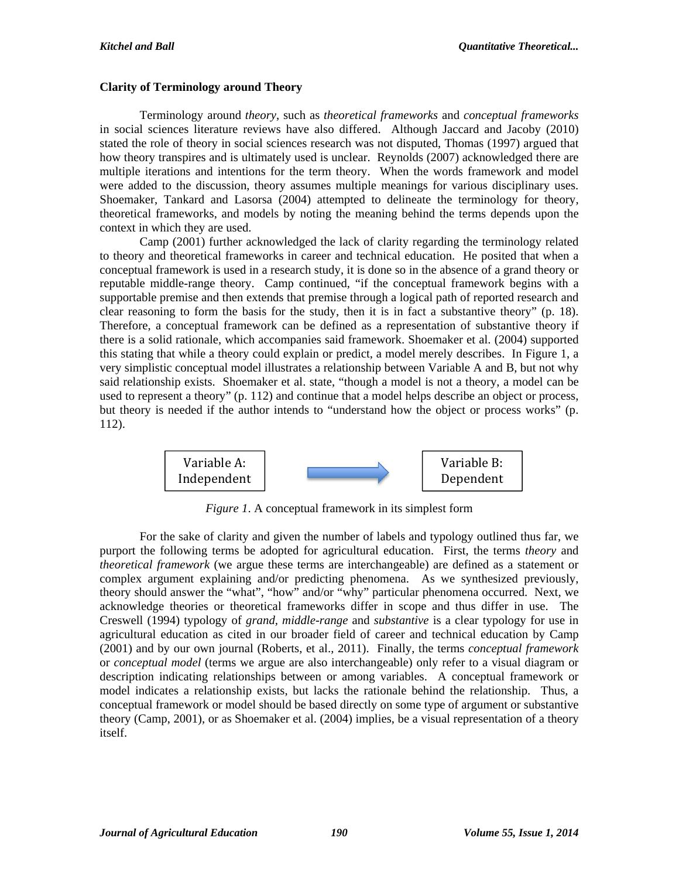## Clarity of Terminology around Theory

Terminology around *theory*, such as *theoretical frameworks* and *conceptual frameworks* in social sciences literature reviews have also differed. Although Jaccard and Jacoby (2010) stated the role of theory in social sciences research was not disputed, Thomas (1997) argued that how theory transpires and is ultimately used is unclear. Reynolds (2007) acknowledged there are multiple iterations and intentions for the term theory. When the words framework and model were added to the discussion, theory assumes multiple meanings for various disciplinary uses. Shoemaker, Tankard and Lasorsa (2004) attempted to delineate the terminology for theory, theoretical frameworks, and models by noting the meaning behind the terms depends upon the context in which they are used.

Camp (2001) further acknowledged the lack of clarity regarding the terminology related to theory and theoretical frameworks in career and technical education. He posited that when a conceptual framework is used in a research study, it is done so in the absence of a grand theory or reputable middle-range theory. Camp continued, "if the conceptual framework begins with a supportable premise and then extends that premise through a logical path of reported research and clear reasoning to form the basis for the study, then it is in fact a substantive theory" (p. 18). Therefore, a conceptual framework can be defined as a representation of substantive theory if there is a solid rationale, which accompanies said framework. Shoemaker et al. (2004) supported this stating that while a theory could explain or predict, a model merely describes. In Figure 1, a very simplistic conceptual model illustrates a relationship between Variable A and B, but not why said relationship exists. Shoemaker et al. state, "though a model is not a theory, a model can be used to represent a theory" (p. 112) and continue that a model helps describe an object or process, but theory is needed if the author intends to "understand how the object or process works" (p. 112).

Variable A: Independent → Variable B: Dependent

*Figure 1*. A conceptual framework in its simplest form

For the sake of clarity and given the number of labels and typology outlined thus far, we purport the following terms be adopted for agricultural education. First, the terms *theory* and *theoretical framework* (we argue these terms are interchangeable) are defined as a statement or complex argument explaining and/or predicting phenomena. As we synthesized previously, theory should answer the "what", "how" and/or "why" particular phenomena occurred. Next, we acknowledge theories or theoretical frameworks differ in scope and thus differ in use. The Creswell (1994) typology of *grand*, *middle-range* and *substantive* is a clear typology for use in agricultural education as cited in our broader field of career and technical education by Camp (2001) and by our own journal (Roberts, et al., 2011). Finally, the terms *conceptual framework* or *conceptual model* (terms we argue are also interchangeable) only refer to a visual diagram or description indicating relationships between or among variables. A conceptual framework or model indicates a relationship exists, but lacks the rationale behind the relationship. Thus, a conceptual framework or model should be based directly on some type of argument or substantive theory (Camp, 2001), or as Shoemaker et al. (2004) implies, be a visual representation of a theory itself.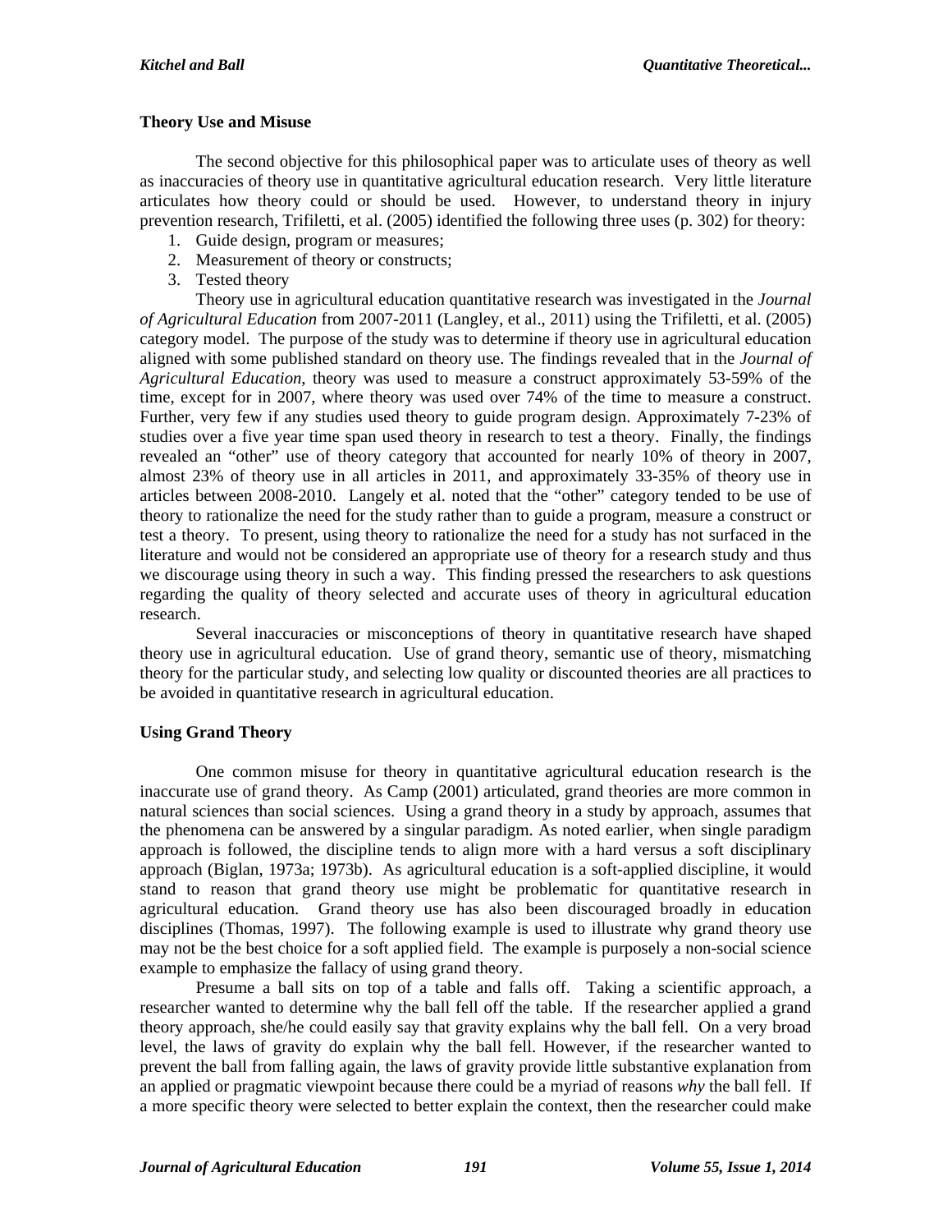### Theory Use and Misuse

The second objective for this philosophical paper was to articulate uses of theory as well as inaccuracies of theory use in quantitative agricultural education research. Very little literature articulates how theory could or should be used. However, to understand theory in injury prevention research, Trifiletti, et al. (2005) identified the following three uses (p. 302) for theory:

1. Guide design, program or measures;
2. Measurement of theory or constructs;
3. Tested theory

Theory use in agricultural education quantitative research was investigated in the *Journal of Agricultural Education* from 2007-2011 (Langley, et al., 2011) using the Trifiletti, et al. (2005) category model. The purpose of the study was to determine if theory use in agricultural education aligned with some published standard on theory use. The findings revealed that in the *Journal of Agricultural Education*, theory was used to measure a construct approximately 53-59% of the time, except for in 2007, where theory was used over 74% of the time to measure a construct. Further, very few if any studies used theory to guide program design. Approximately 7-23% of studies over a five year time span used theory in research to test a theory. Finally, the findings revealed an "other" use of theory category that accounted for nearly 10% of theory in 2007, almost 23% of theory use in all articles in 2011, and approximately 33-35% of theory use in articles between 2008-2010. Langely et al. noted that the "other" category tended to be use of theory to rationalize the need for the study rather than to guide a program, measure a construct or test a theory. To present, using theory to rationalize the need for a study has not surfaced in the literature and would not be considered an appropriate use of theory for a research study and thus we discourage using theory in such a way. This finding pressed the researchers to ask questions regarding the quality of theory selected and accurate uses of theory in agricultural education research.

Several inaccuracies or misconceptions of theory in quantitative research have shaped theory use in agricultural education. Use of grand theory, semantic use of theory, mismatching theory for the particular study, and selecting low quality or discounted theories are all practices to be avoided in quantitative research in agricultural education.

### Using Grand Theory

One common misuse for theory in quantitative agricultural education research is the inaccurate use of grand theory. As Camp (2001) articulated, grand theories are more common in natural sciences than social sciences. Using a grand theory in a study by approach, assumes that the phenomena can be answered by a singular paradigm. As noted earlier, when single paradigm approach is followed, the discipline tends to align more with a hard versus a soft disciplinary approach (Biglan, 1973a; 1973b). As agricultural education is a soft-applied discipline, it would stand to reason that grand theory use might be problematic for quantitative research in agricultural education. Grand theory use has also been discouraged broadly in education disciplines (Thomas, 1997). The following example is used to illustrate why grand theory use may not be the best choice for a soft applied field. The example is purposely a non-social science example to emphasize the fallacy of using grand theory.

Presume a ball sits on top of a table and falls off. Taking a scientific approach, a researcher wanted to determine why the ball fell off the table. If the researcher applied a grand theory approach, she/he could easily say that gravity explains why the ball fell. On a very broad level, the laws of gravity do explain why the ball fell. However, if the researcher wanted to prevent the ball from falling again, the laws of gravity provide little substantive explanation from an applied or pragmatic viewpoint because there could be a myriad of reasons *why* the ball fell. If a more specific theory were selected to better explain the context, then the researcher could make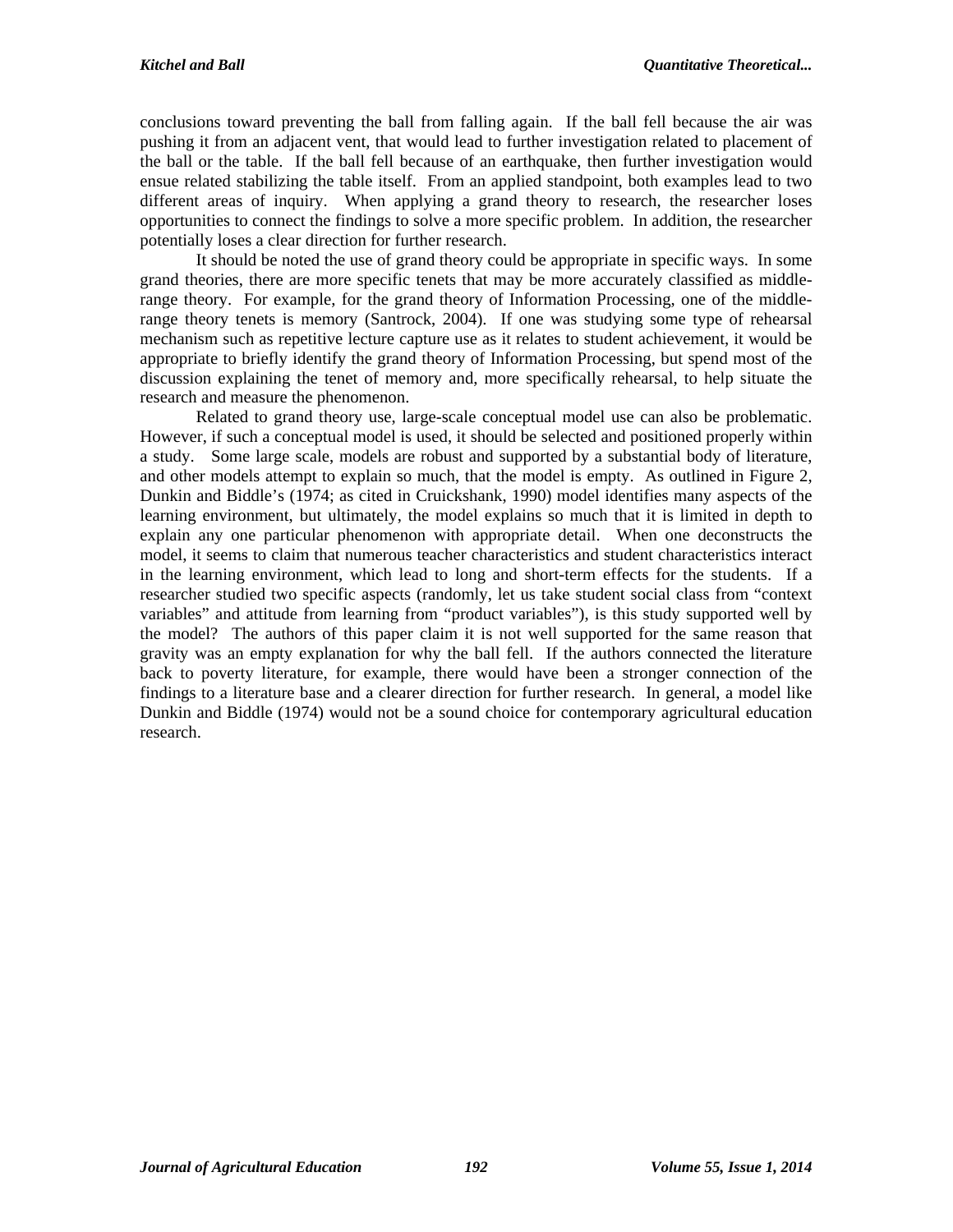conclusions toward preventing the ball from falling again. If the ball fell because the air was pushing it from an adjacent vent, that would lead to further investigation related to placement of the ball or the table. If the ball fell because of an earthquake, then further investigation would ensue related stabilizing the table itself. From an applied standpoint, both examples lead to two different areas of inquiry. When applying a grand theory to research, the researcher loses opportunities to connect the findings to solve a more specific problem. In addition, the researcher potentially loses a clear direction for further research.

It should be noted the use of grand theory could be appropriate in specific ways. In some grand theories, there are more specific tenets that may be more accurately classified as middle-range theory. For example, for the grand theory of Information Processing, one of the middle-range theory tenets is memory (Santrock, 2004). If one was studying some type of rehearsal mechanism such as repetitive lecture capture use as it relates to student achievement, it would be appropriate to briefly identify the grand theory of Information Processing, but spend most of the discussion explaining the tenet of memory and, more specifically rehearsal, to help situate the research and measure the phenomenon.

Related to grand theory use, large-scale conceptual model use can also be problematic. However, if such a conceptual model is used, it should be selected and positioned properly within a study. Some large scale, models are robust and supported by a substantial body of literature, and other models attempt to explain so much, that the model is empty. As outlined in Figure 2, Dunkin and Biddle's (1974; as cited in Cruickshank, 1990) model identifies many aspects of the learning environment, but ultimately, the model explains so much that it is limited in depth to explain any one particular phenomenon with appropriate detail. When one deconstructs the model, it seems to claim that numerous teacher characteristics and student characteristics interact in the learning environment, which lead to long and short-term effects for the students. If a researcher studied two specific aspects (randomly, let us take student social class from "context variables" and attitude from learning from "product variables"), is this study supported well by the model? The authors of this paper claim it is not well supported for the same reason that gravity was an empty explanation for why the ball fell. If the authors connected the literature back to poverty literature, for example, there would have been a stronger connection of the findings to a literature base and a clearer direction for further research. In general, a model like Dunkin and Biddle (1974) would not be a sound choice for contemporary agricultural education research.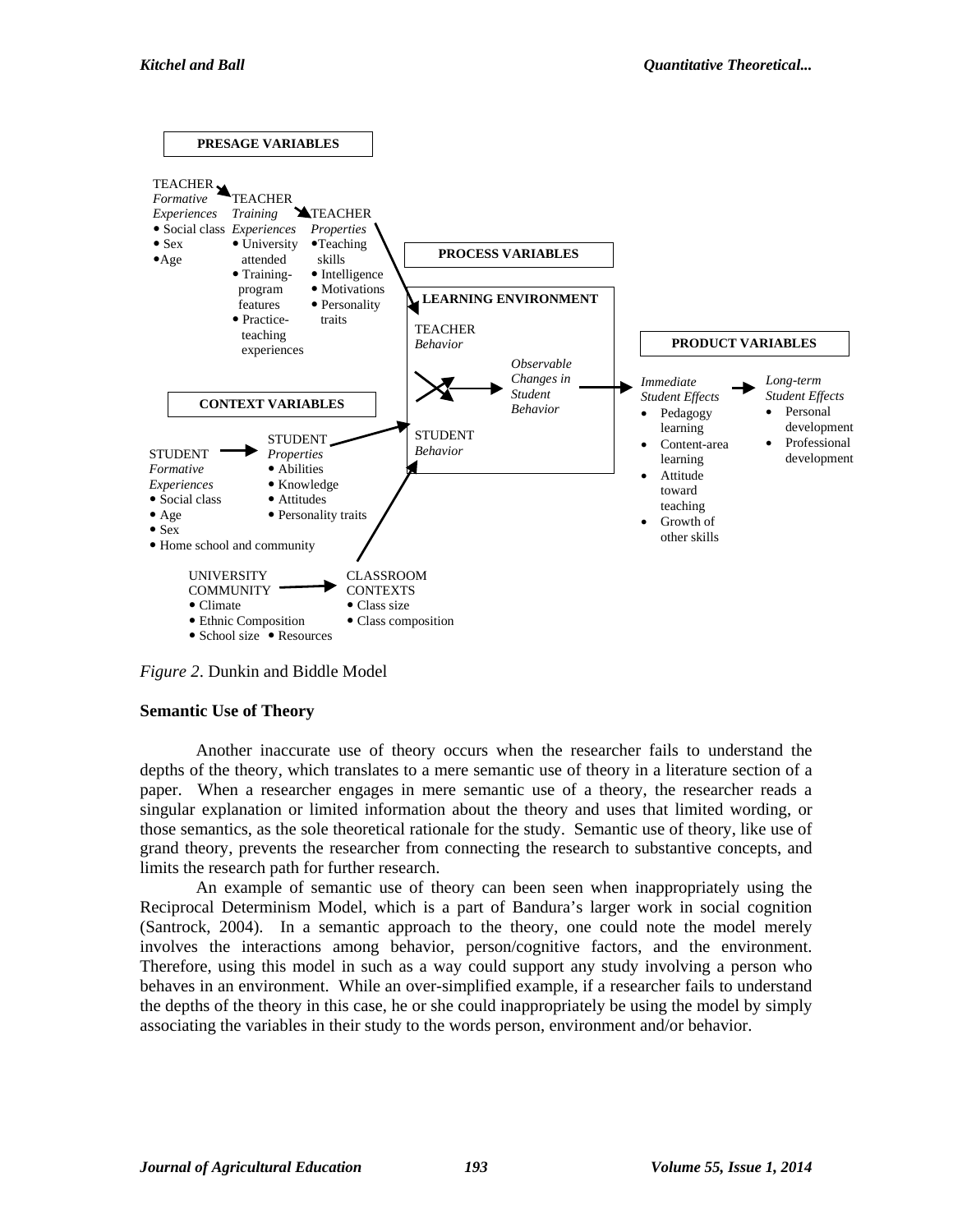PRESAGE VARIABLES

TEACHER *Formative Experiences*
- Social class
- Sex
- Age

TEACHER *Training Experiences*
- University attended
- Training-program features
- Practice-teaching experiences

TEACHER *Properties*
- Teaching skills
- Intelligence
- Motivations
- Personality traits

PROCESS VARIABLES

LEARNING ENVIRONMENT

TEACHER *Behavior*

*Observable Changes in Student Behavior*

STUDENT *Behavior*

PRODUCT VARIABLES

*Immediate Student Effects*
- Pedagogy learning
- Content-area learning
- Attitude toward teaching
- Growth of other skills

*Long-term Student Effects*
- Personal development
- Professional development

CONTEXT VARIABLES

STUDENT *Formative Experiences*
- Social class
- Age
- Sex
- Home school and community

STUDENT *Properties*
- Abilities
- Knowledge
- Attitudes
- Personality traits

UNIVERSITY COMMUNITY
- Climate
- Ethnic Composition
- School size
- Resources

CLASSROOM CONTEXTS
- Class size
- Class composition

*Figure 2*. Dunkin and Biddle Model

**Semantic Use of Theory**

Another inaccurate use of theory occurs when the researcher fails to understand the depths of the theory, which translates to a mere semantic use of theory in a literature section of a paper. When a researcher engages in mere semantic use of a theory, the researcher reads a singular explanation or limited information about the theory and uses that limited wording, or those semantics, as the sole theoretical rationale for the study. Semantic use of theory, like use of grand theory, prevents the researcher from connecting the research to substantive concepts, and limits the research path for further research.

An example of semantic use of theory can been seen when inappropriately using the Reciprocal Determinism Model, which is a part of Bandura's larger work in social cognition (Santrock, 2004). In a semantic approach to the theory, one could note the model merely involves the interactions among behavior, person/cognitive factors, and the environment. Therefore, using this model in such as a way could support any study involving a person who behaves in an environment. While an over-simplified example, if a researcher fails to understand the depths of the theory in this case, he or she could inappropriately be using the model by simply associating the variables in their study to the words person, environment and/or behavior.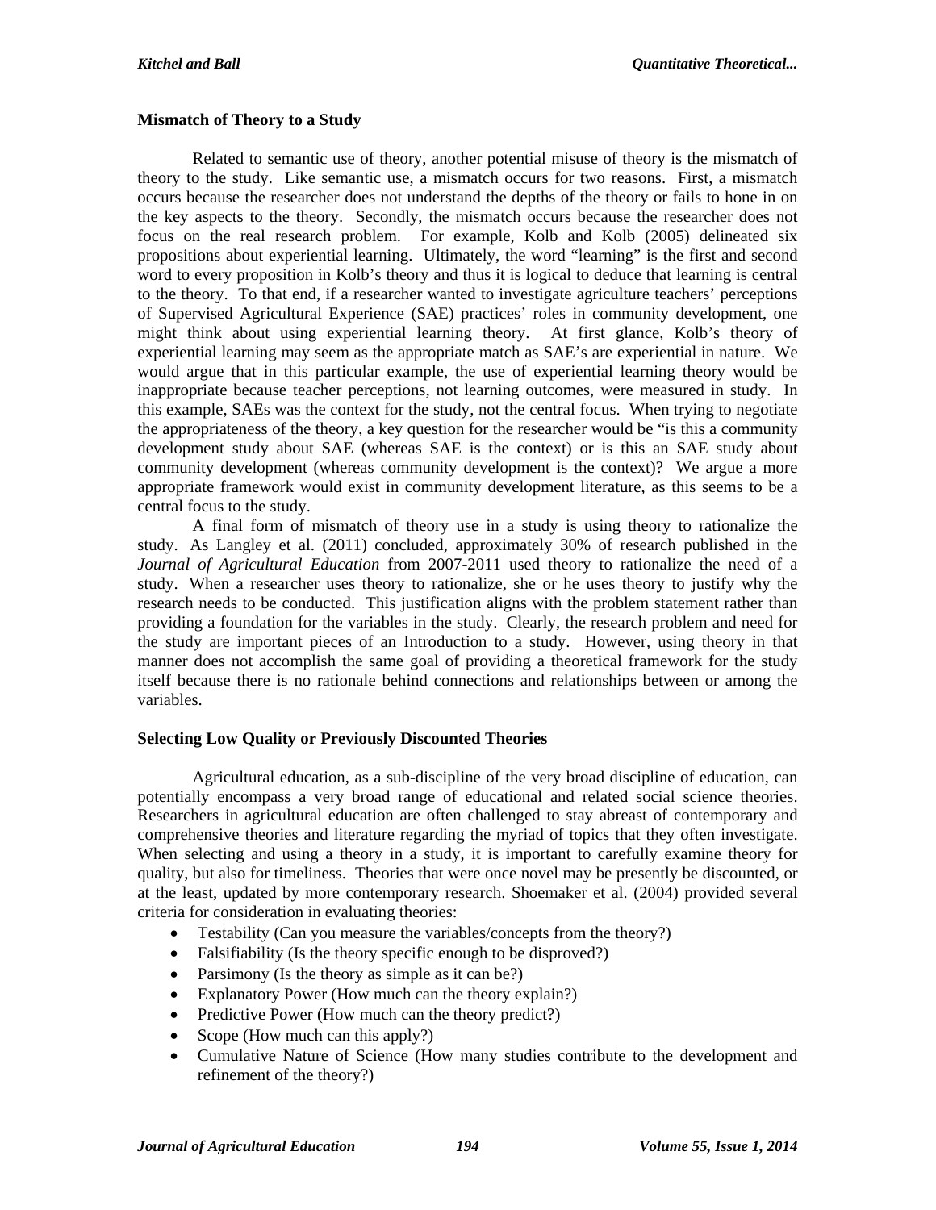### Mismatch of Theory to a Study

Related to semantic use of theory, another potential misuse of theory is the mismatch of theory to the study. Like semantic use, a mismatch occurs for two reasons. First, a mismatch occurs because the researcher does not understand the depths of the theory or fails to hone in on the key aspects to the theory. Secondly, the mismatch occurs because the researcher does not focus on the real research problem. For example, Kolb and Kolb (2005) delineated six propositions about experiential learning. Ultimately, the word "learning" is the first and second word to every proposition in Kolb's theory and thus it is logical to deduce that learning is central to the theory. To that end, if a researcher wanted to investigate agriculture teachers' perceptions of Supervised Agricultural Experience (SAE) practices' roles in community development, one might think about using experiential learning theory. At first glance, Kolb's theory of experiential learning may seem as the appropriate match as SAE's are experiential in nature. We would argue that in this particular example, the use of experiential learning theory would be inappropriate because teacher perceptions, not learning outcomes, were measured in study. In this example, SAEs was the context for the study, not the central focus. When trying to negotiate the appropriateness of the theory, a key question for the researcher would be "is this a community development study about SAE (whereas SAE is the context) or is this an SAE study about community development (whereas community development is the context)? We argue a more appropriate framework would exist in community development literature, as this seems to be a central focus to the study.

A final form of mismatch of theory use in a study is using theory to rationalize the study. As Langley et al. (2011) concluded, approximately 30% of research published in the *Journal of Agricultural Education* from 2007-2011 used theory to rationalize the need of a study. When a researcher uses theory to rationalize, she or he uses theory to justify why the research needs to be conducted. This justification aligns with the problem statement rather than providing a foundation for the variables in the study. Clearly, the research problem and need for the study are important pieces of an Introduction to a study. However, using theory in that manner does not accomplish the same goal of providing a theoretical framework for the study itself because there is no rationale behind connections and relationships between or among the variables.

### Selecting Low Quality or Previously Discounted Theories

Agricultural education, as a sub-discipline of the very broad discipline of education, can potentially encompass a very broad range of educational and related social science theories. Researchers in agricultural education are often challenged to stay abreast of contemporary and comprehensive theories and literature regarding the myriad of topics that they often investigate. When selecting and using a theory in a study, it is important to carefully examine theory for quality, but also for timeliness. Theories that were once novel may be presently be discounted, or at the least, updated by more contemporary research. Shoemaker et al. (2004) provided several criteria for consideration in evaluating theories:

- Testability (Can you measure the variables/concepts from the theory?)
- Falsifiability (Is the theory specific enough to be disproved?)
- Parsimony (Is the theory as simple as it can be?)
- Explanatory Power (How much can the theory explain?)
- Predictive Power (How much can the theory predict?)
- Scope (How much can this apply?)
- Cumulative Nature of Science (How many studies contribute to the development and refinement of the theory?)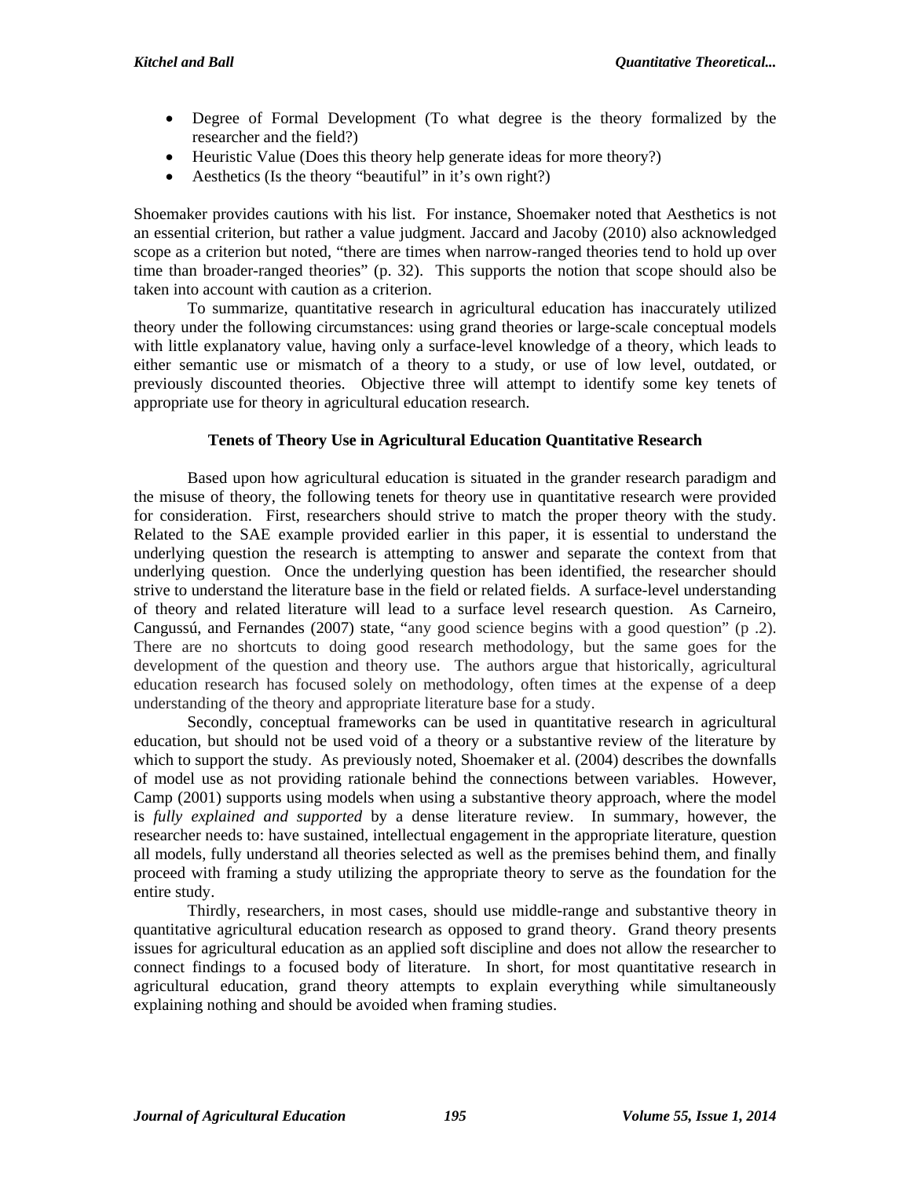- Degree of Formal Development (To what degree is the theory formalized by the researcher and the field?)
- Heuristic Value (Does this theory help generate ideas for more theory?)
- Aesthetics (Is the theory "beautiful" in it's own right?)

Shoemaker provides cautions with his list. For instance, Shoemaker noted that Aesthetics is not an essential criterion, but rather a value judgment. Jaccard and Jacoby (2010) also acknowledged scope as a criterion but noted, "there are times when narrow-ranged theories tend to hold up over time than broader-ranged theories" (p. 32). This supports the notion that scope should also be taken into account with caution as a criterion.

To summarize, quantitative research in agricultural education has inaccurately utilized theory under the following circumstances: using grand theories or large-scale conceptual models with little explanatory value, having only a surface-level knowledge of a theory, which leads to either semantic use or mismatch of a theory to a study, or use of low level, outdated, or previously discounted theories. Objective three will attempt to identify some key tenets of appropriate use for theory in agricultural education research.

## Tenets of Theory Use in Agricultural Education Quantitative Research

Based upon how agricultural education is situated in the grander research paradigm and the misuse of theory, the following tenets for theory use in quantitative research were provided for consideration. First, researchers should strive to match the proper theory with the study. Related to the SAE example provided earlier in this paper, it is essential to understand the underlying question the research is attempting to answer and separate the context from that underlying question. Once the underlying question has been identified, the researcher should strive to understand the literature base in the field or related fields. A surface-level understanding of theory and related literature will lead to a surface level research question. As Carneiro, Cangussú, and Fernandes (2007) state, "any good science begins with a good question" (p .2). There are no shortcuts to doing good research methodology, but the same goes for the development of the question and theory use. The authors argue that historically, agricultural education research has focused solely on methodology, often times at the expense of a deep understanding of the theory and appropriate literature base for a study.

Secondly, conceptual frameworks can be used in quantitative research in agricultural education, but should not be used void of a theory or a substantive review of the literature by which to support the study. As previously noted, Shoemaker et al. (2004) describes the downfalls of model use as not providing rationale behind the connections between variables. However, Camp (2001) supports using models when using a substantive theory approach, where the model is *fully explained and supported* by a dense literature review. In summary, however, the researcher needs to: have sustained, intellectual engagement in the appropriate literature, question all models, fully understand all theories selected as well as the premises behind them, and finally proceed with framing a study utilizing the appropriate theory to serve as the foundation for the entire study.

Thirdly, researchers, in most cases, should use middle-range and substantive theory in quantitative agricultural education research as opposed to grand theory. Grand theory presents issues for agricultural education as an applied soft discipline and does not allow the researcher to connect findings to a focused body of literature. In short, for most quantitative research in agricultural education, grand theory attempts to explain everything while simultaneously explaining nothing and should be avoided when framing studies.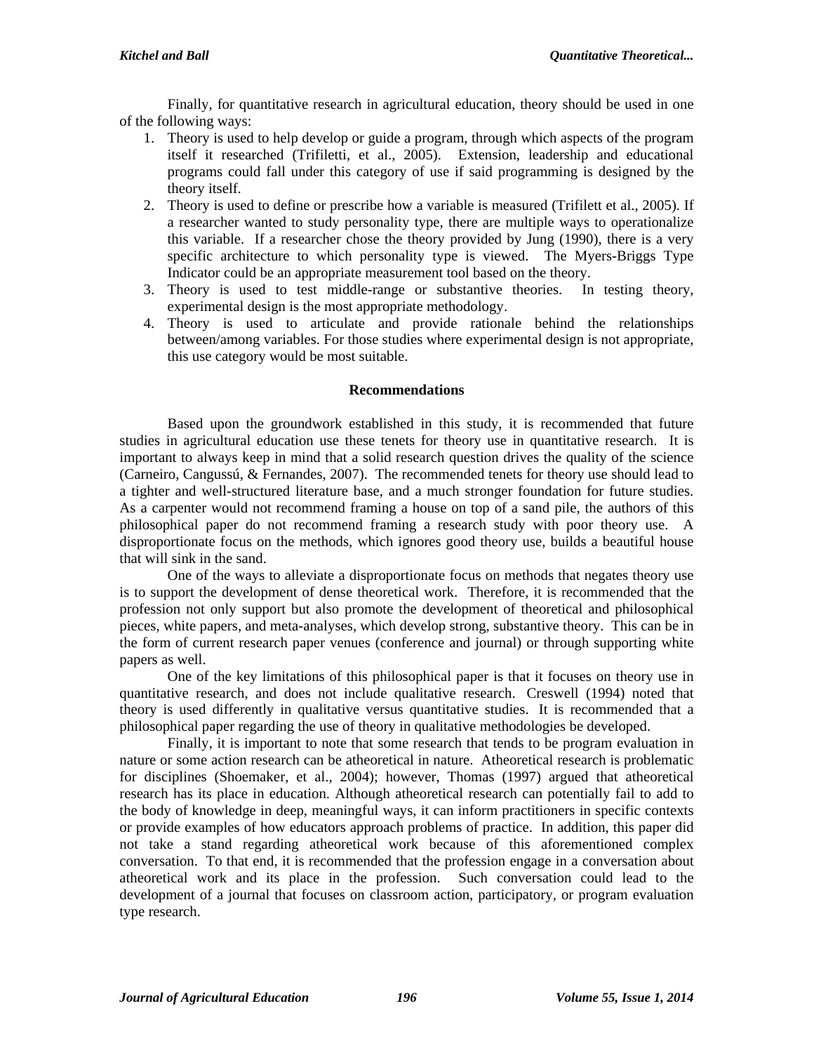Finally, for quantitative research in agricultural education, theory should be used in one of the following ways:

1. Theory is used to help develop or guide a program, through which aspects of the program itself it researched (Trifiletti, et al., 2005). Extension, leadership and educational programs could fall under this category of use if said programming is designed by the theory itself.
2. Theory is used to define or prescribe how a variable is measured (Trifilett et al., 2005). If a researcher wanted to study personality type, there are multiple ways to operationalize this variable. If a researcher chose the theory provided by Jung (1990), there is a very specific architecture to which personality type is viewed. The Myers-Briggs Type Indicator could be an appropriate measurement tool based on the theory.
3. Theory is used to test middle-range or substantive theories. In testing theory, experimental design is the most appropriate methodology.
4. Theory is used to articulate and provide rationale behind the relationships between/among variables. For those studies where experimental design is not appropriate, this use category would be most suitable.

## Recommendations

Based upon the groundwork established in this study, it is recommended that future studies in agricultural education use these tenets for theory use in quantitative research. It is important to always keep in mind that a solid research question drives the quality of the science (Carneiro, Cangussú, & Fernandes, 2007). The recommended tenets for theory use should lead to a tighter and well-structured literature base, and a much stronger foundation for future studies. As a carpenter would not recommend framing a house on top of a sand pile, the authors of this philosophical paper do not recommend framing a research study with poor theory use. A disproportionate focus on the methods, which ignores good theory use, builds a beautiful house that will sink in the sand.

One of the ways to alleviate a disproportionate focus on methods that negates theory use is to support the development of dense theoretical work. Therefore, it is recommended that the profession not only support but also promote the development of theoretical and philosophical pieces, white papers, and meta-analyses, which develop strong, substantive theory. This can be in the form of current research paper venues (conference and journal) or through supporting white papers as well.

One of the key limitations of this philosophical paper is that it focuses on theory use in quantitative research, and does not include qualitative research. Creswell (1994) noted that theory is used differently in qualitative versus quantitative studies. It is recommended that a philosophical paper regarding the use of theory in qualitative methodologies be developed.

Finally, it is important to note that some research that tends to be program evaluation in nature or some action research can be atheoretical in nature. Atheoretical research is problematic for disciplines (Shoemaker, et al., 2004); however, Thomas (1997) argued that atheoretical research has its place in education. Although atheoretical research can potentially fail to add to the body of knowledge in deep, meaningful ways, it can inform practitioners in specific contexts or provide examples of how educators approach problems of practice. In addition, this paper did not take a stand regarding atheoretical work because of this aforementioned complex conversation. To that end, it is recommended that the profession engage in a conversation about atheoretical work and its place in the profession. Such conversation could lead to the development of a journal that focuses on classroom action, participatory, or program evaluation type research.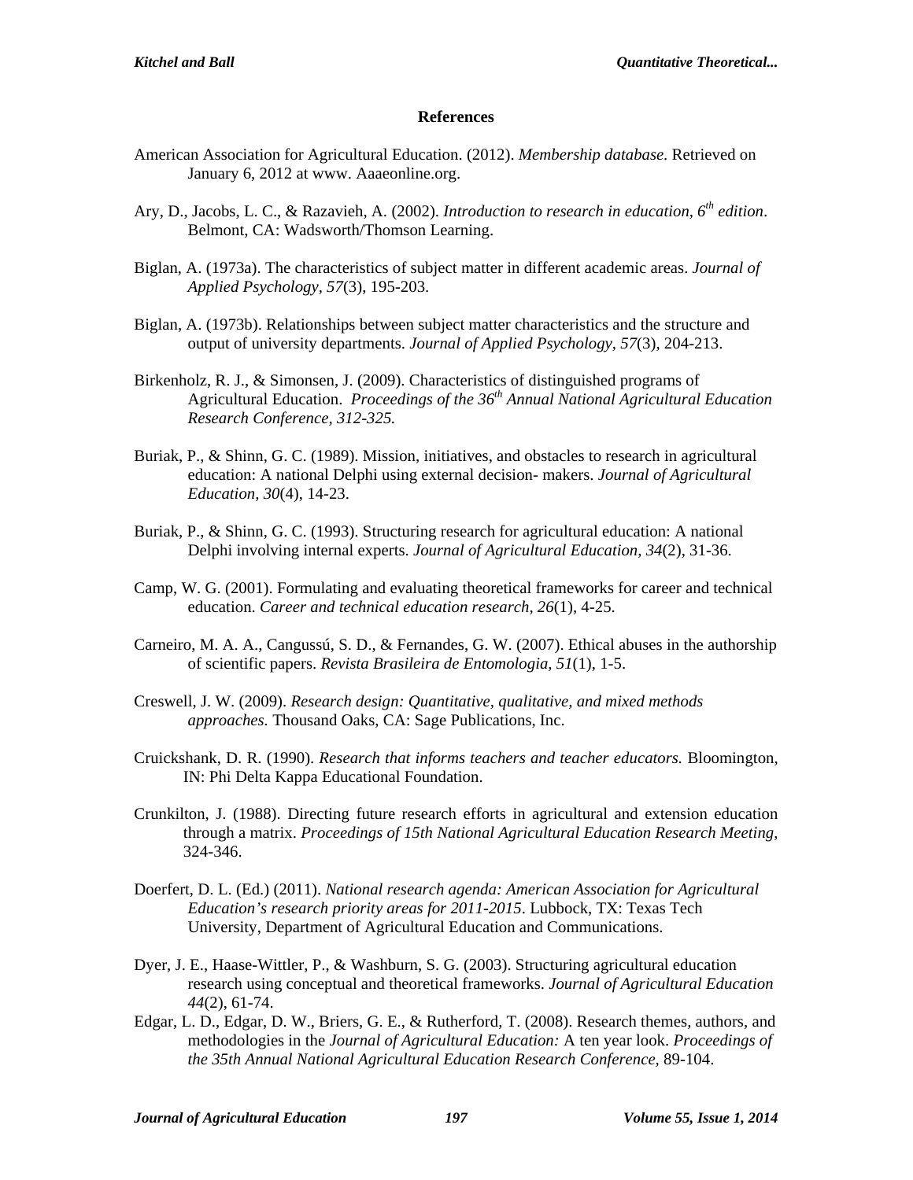## References

American Association for Agricultural Education. (2012). *Membership database*. Retrieved on January 6, 2012 at www. Aaaeonline.org.

Ary, D., Jacobs, L. C., & Razavieh, A. (2002). *Introduction to research in education, 6th edition*. Belmont, CA: Wadsworth/Thomson Learning.

Biglan, A. (1973a). The characteristics of subject matter in different academic areas. *Journal of Applied Psychology, 57*(3), 195-203.

Biglan, A. (1973b). Relationships between subject matter characteristics and the structure and output of university departments. *Journal of Applied Psychology, 57*(3), 204-213.

Birkenholz, R. J., & Simonsen, J. (2009). Characteristics of distinguished programs of Agricultural Education. *Proceedings of the 36th Annual National Agricultural Education Research Conference, 312-325.*

Buriak, P., & Shinn, G. C. (1989). Mission, initiatives, and obstacles to research in agricultural education: A national Delphi using external decision- makers. *Journal of Agricultural Education, 30*(4), 14-23.

Buriak, P., & Shinn, G. C. (1993). Structuring research for agricultural education: A national Delphi involving internal experts. *Journal of Agricultural Education, 34*(2), 31-36.

Camp, W. G. (2001). Formulating and evaluating theoretical frameworks for career and technical education. *Career and technical education research, 26*(1), 4-25.

Carneiro, M. A. A., Cangussú, S. D., & Fernandes, G. W. (2007). Ethical abuses in the authorship of scientific papers. *Revista Brasileira de Entomologia, 51*(1), 1-5.

Creswell, J. W. (2009). *Research design: Quantitative, qualitative, and mixed methods approaches.* Thousand Oaks, CA: Sage Publications, Inc.

Cruickshank, D. R. (1990). *Research that informs teachers and teacher educators.* Bloomington, IN: Phi Delta Kappa Educational Foundation.

Crunkilton, J. (1988). Directing future research efforts in agricultural and extension education through a matrix. *Proceedings of 15th National Agricultural Education Research Meeting*, 324-346.

Doerfert, D. L. (Ed.) (2011). *National research agenda: American Association for Agricultural Education's research priority areas for 2011-2015*. Lubbock, TX: Texas Tech University, Department of Agricultural Education and Communications.

Dyer, J. E., Haase-Wittler, P., & Washburn, S. G. (2003). Structuring agricultural education research using conceptual and theoretical frameworks. *Journal of Agricultural Education 44*(2), 61-74.

Edgar, L. D., Edgar, D. W., Briers, G. E., & Rutherford, T. (2008). Research themes, authors, and methodologies in the *Journal of Agricultural Education:* A ten year look. *Proceedings of the 35th Annual National Agricultural Education Research Conference*, 89-104.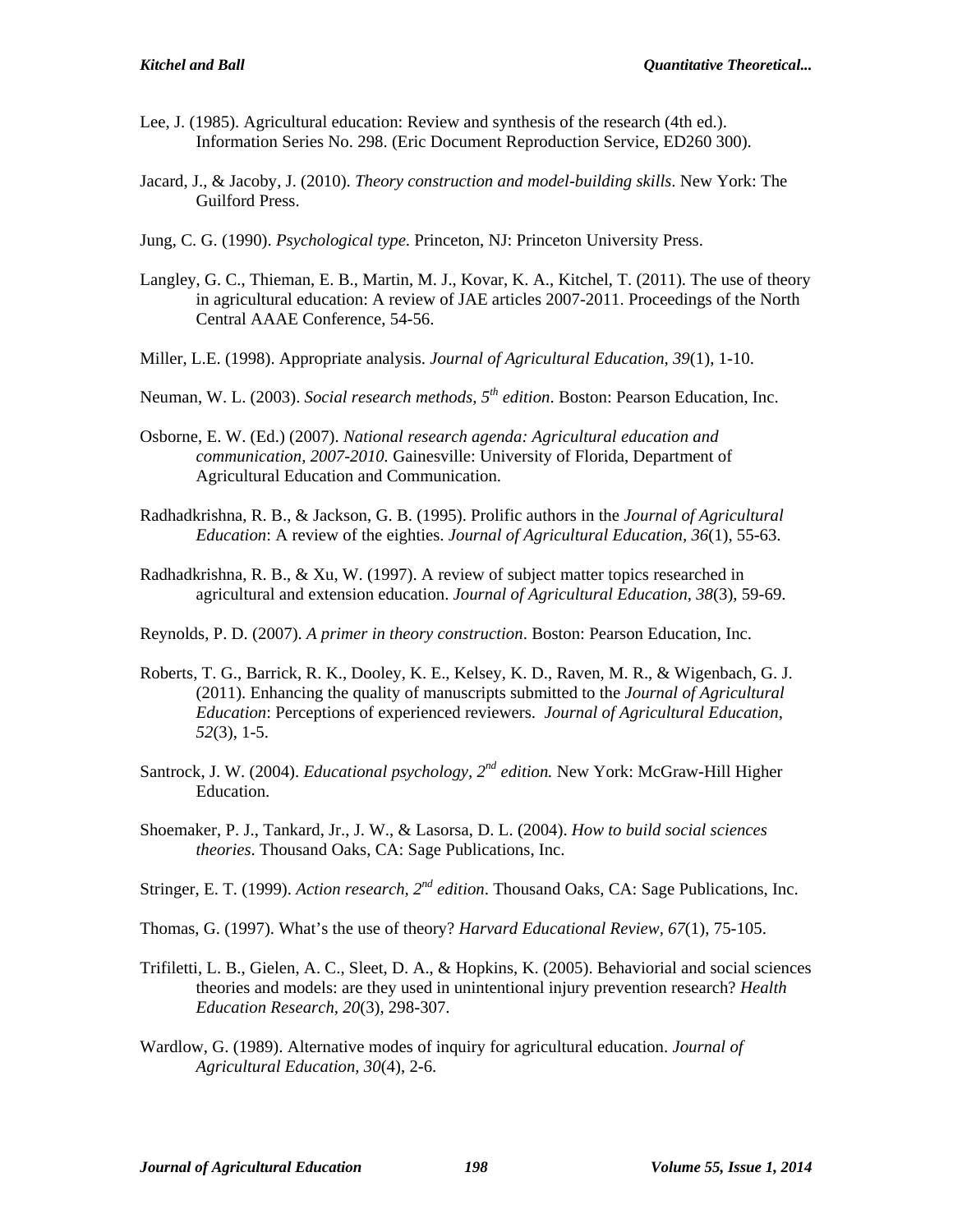Lee, J. (1985). Agricultural education: Review and synthesis of the research (4th ed.). Information Series No. 298. (Eric Document Reproduction Service, ED260 300).

Jacard, J., & Jacoby, J. (2010). *Theory construction and model-building skills*. New York: The Guilford Press.

Jung, C. G. (1990). *Psychological type*. Princeton, NJ: Princeton University Press.

Langley, G. C., Thieman, E. B., Martin, M. J., Kovar, K. A., Kitchel, T. (2011). The use of theory in agricultural education: A review of JAE articles 2007-2011. Proceedings of the North Central AAAE Conference, 54-56.

Miller, L.E. (1998). Appropriate analysis. *Journal of Agricultural Education, 39*(1), 1-10.

Neuman, W. L. (2003). *Social research methods, 5th edition*. Boston: Pearson Education, Inc.

Osborne, E. W. (Ed.) (2007). *National research agenda: Agricultural education and communication, 2007-2010.* Gainesville: University of Florida, Department of Agricultural Education and Communication.

Radhadkrishna, R. B., & Jackson, G. B. (1995). Prolific authors in the *Journal of Agricultural Education*: A review of the eighties. *Journal of Agricultural Education, 36*(1), 55-63.

Radhadkrishna, R. B., & Xu, W. (1997). A review of subject matter topics researched in agricultural and extension education. *Journal of Agricultural Education, 38*(3), 59-69.

Reynolds, P. D. (2007). *A primer in theory construction*. Boston: Pearson Education, Inc.

Roberts, T. G., Barrick, R. K., Dooley, K. E., Kelsey, K. D., Raven, M. R., & Wigenbach, G. J. (2011). Enhancing the quality of manuscripts submitted to the *Journal of Agricultural Education*: Perceptions of experienced reviewers. *Journal of Agricultural Education, 52*(3), 1-5.

Santrock, J. W. (2004). *Educational psychology, 2nd edition.* New York: McGraw-Hill Higher Education.

Shoemaker, P. J., Tankard, Jr., J. W., & Lasorsa, D. L. (2004). *How to build social sciences theories*. Thousand Oaks, CA: Sage Publications, Inc.

Stringer, E. T. (1999). *Action research, 2nd edition*. Thousand Oaks, CA: Sage Publications, Inc.

Thomas, G. (1997). What's the use of theory? *Harvard Educational Review, 67*(1), 75-105.

Trifiletti, L. B., Gielen, A. C., Sleet, D. A., & Hopkins, K. (2005). Behaviorial and social sciences theories and models: are they used in unintentional injury prevention research? *Health Education Research, 20*(3), 298-307.

Wardlow, G. (1989). Alternative modes of inquiry for agricultural education. *Journal of Agricultural Education, 30*(4), 2-6.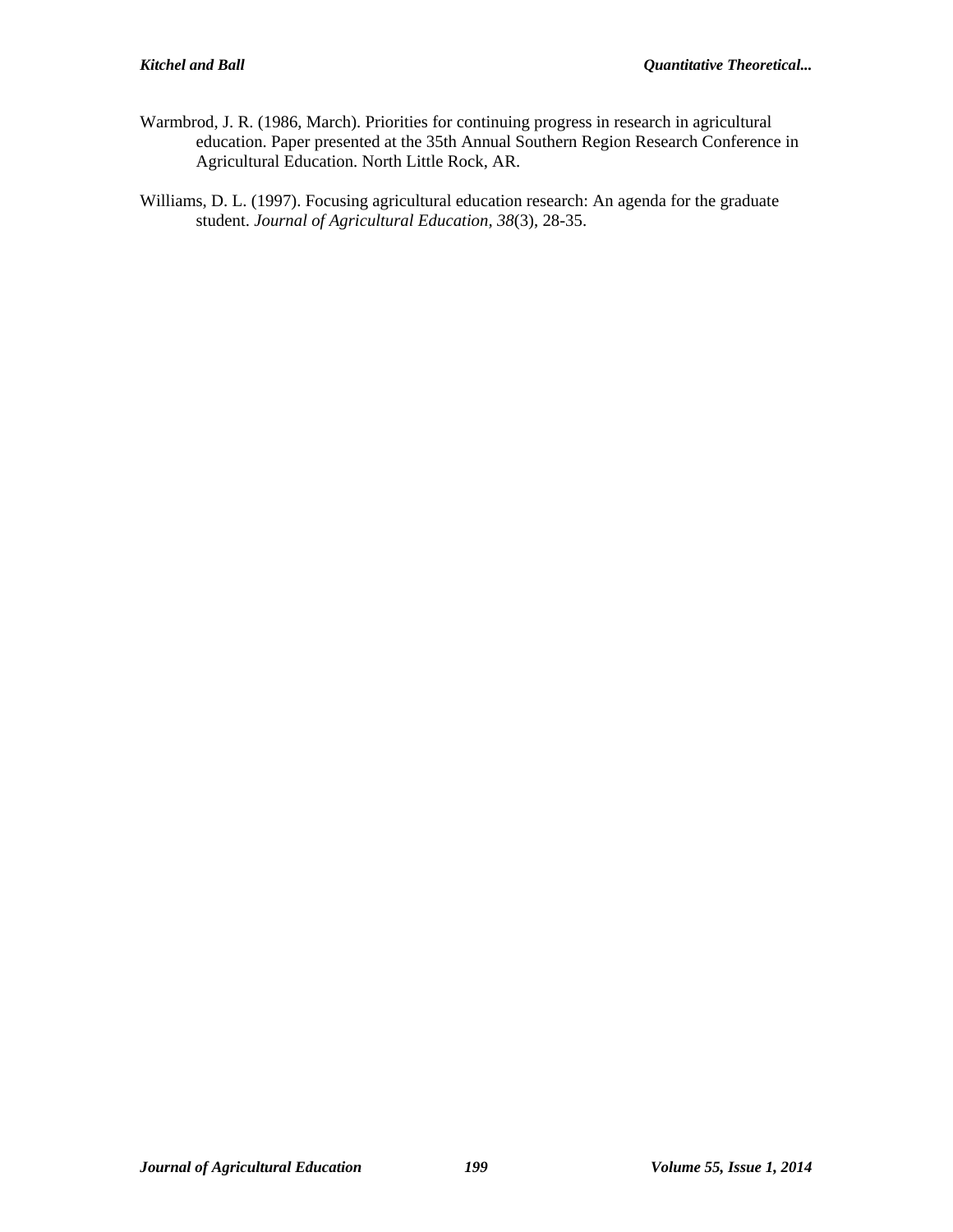Warmbrod, J. R. (1986, March). Priorities for continuing progress in research in agricultural education. Paper presented at the 35th Annual Southern Region Research Conference in Agricultural Education. North Little Rock, AR.

Williams, D. L. (1997). Focusing agricultural education research: An agenda for the graduate student. *Journal of Agricultural Education, 38*(3), 28-35.